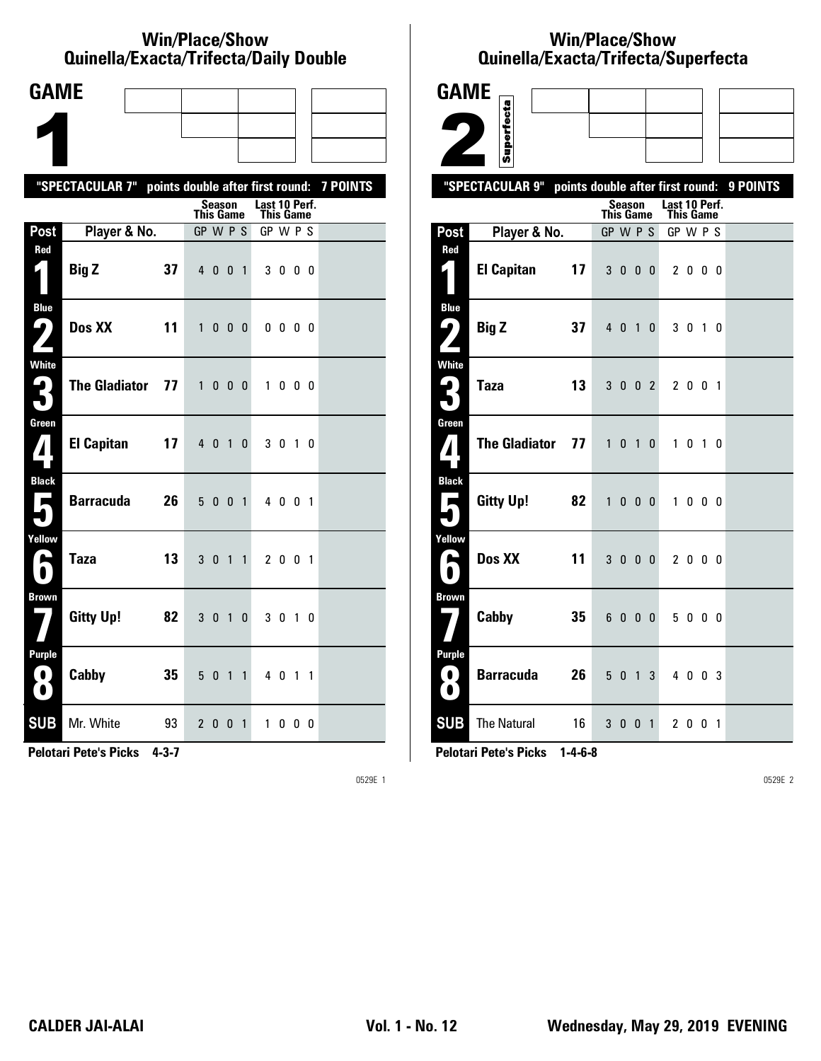## Win/Place/Show
## Quinella/Exacta/Trifecta/Daily Double

# GAME 1

**"SPECTACULAR 7"** points double after first round: **7 POINTS**

| Post | Player & No. | | Season This Game GP W P S | Last 10 Perf. This Game GP W P S |
|---|---|---|---|---|
| Red 1 | **Big Z** | **37** | 4 0 0 1 | 3 0 0 0 |
| Blue 2 | **Dos XX** | **11** | 1 0 0 0 | 0 0 0 0 |
| White 3 | **The Gladiator** | **77** | 1 0 0 0 | 1 0 0 0 |
| Green 4 | **El Capitan** | **17** | 4 0 1 0 | 3 0 1 0 |
| Black 5 | **Barracuda** | **26** | 5 0 0 1 | 4 0 0 1 |
| Yellow 6 | **Taza** | **13** | 3 0 1 1 | 2 0 0 1 |
| Brown 7 | **Gitty Up!** | **82** | 3 0 1 0 | 3 0 1 0 |
| Purple 8 | **Cabby** | **35** | 5 0 1 1 | 4 0 1 1 |
| SUB | Mr. White | 93 | 2 0 0 1 | 1 0 0 0 |

**Pelotari Pete's Picks 4-3-7**

0529E 1

## Win/Place/Show
## Quinella/Exacta/Trifecta/Superfecta

# GAME 2

Superfecta

**"SPECTACULAR 9"** points double after first round: **9 POINTS**

| Post | Player & No. | | Season This Game GP W P S | Last 10 Perf. This Game GP W P S |
|---|---|---|---|---|
| Red 1 | **El Capitan** | **17** | 3 0 0 0 | 2 0 0 0 |
| Blue 2 | **Big Z** | **37** | 4 0 1 0 | 3 0 1 0 |
| White 3 | **Taza** | **13** | 3 0 0 2 | 2 0 0 1 |
| Green 4 | **The Gladiator** | **77** | 1 0 1 0 | 1 0 1 0 |
| Black 5 | **Gitty Up!** | **82** | 1 0 0 0 | 1 0 0 0 |
| Yellow 6 | **Dos XX** | **11** | 3 0 0 0 | 2 0 0 0 |
| Brown 7 | **Cabby** | **35** | 6 0 0 0 | 5 0 0 0 |
| Purple 8 | **Barracuda** | **26** | 5 0 1 3 | 4 0 0 3 |
| SUB | The Natural | 16 | 3 0 0 1 | 2 0 0 1 |

**Pelotari Pete's Picks 1-4-6-8**

0529E 2

**CALDER JAI-ALAI** **Vol. 1 - No. 12** **Wednesday, May 29, 2019 EVENING**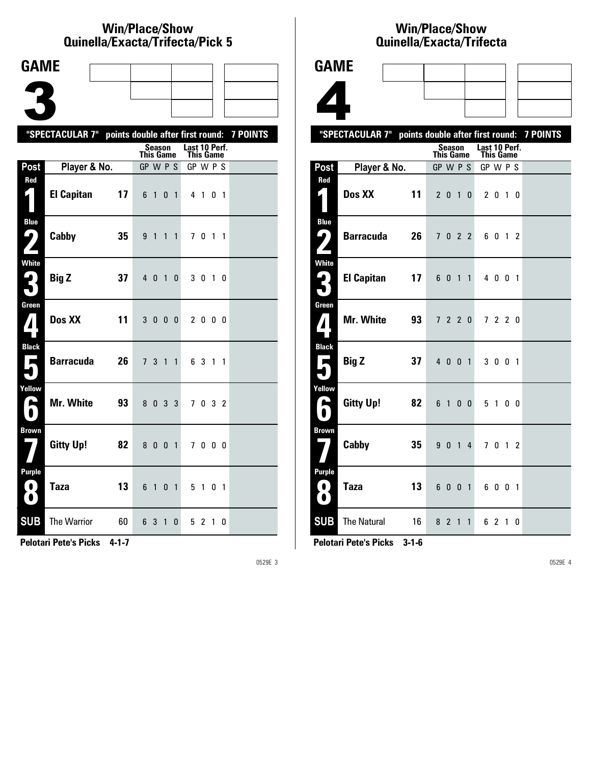# Win/Place/Show
# Quinella/Exacta/Trifecta/Pick 5

## GAME 3

"SPECTACULAR 7" points double after first round: 7 POINTS

| Post | Player & No. | | Season This Game GP W P S | Last 10 Perf. This Game GP W P S |
|---|---|---|---|---|
| Red 1 | El Capitan | 17 | 6 1 0 1 | 4 1 0 1 |
| Blue 2 | Cabby | 35 | 9 1 1 1 | 7 0 1 1 |
| White 3 | Big Z | 37 | 4 0 1 0 | 3 0 1 0 |
| Green 4 | Dos XX | 11 | 3 0 0 0 | 2 0 0 0 |
| Black 5 | Barracuda | 26 | 7 3 1 1 | 6 3 1 1 |
| Yellow 6 | Mr. White | 93 | 8 0 3 3 | 7 0 3 2 |
| Brown 7 | Gitty Up! | 82 | 8 0 0 1 | 7 0 0 0 |
| Purple 8 | Taza | 13 | 6 1 0 1 | 5 1 0 1 |
| SUB | The Warrior | 60 | 6 3 1 0 | 5 2 1 0 |

**Pelotari Pete's Picks 4-1-7**

# Win/Place/Show
# Quinella/Exacta/Trifecta

## GAME 4

"SPECTACULAR 7" points double after first round: 7 POINTS

| Post | Player & No. | | Season This Game GP W P S | Last 10 Perf. This Game GP W P S |
|---|---|---|---|---|
| Red 1 | Dos XX | 11 | 2 0 1 0 | 2 0 1 0 |
| Blue 2 | Barracuda | 26 | 7 0 2 2 | 6 0 1 2 |
| White 3 | El Capitan | 17 | 6 0 1 1 | 4 0 0 1 |
| Green 4 | Mr. White | 93 | 7 2 2 0 | 7 2 2 0 |
| Black 5 | Big Z | 37 | 4 0 0 1 | 3 0 0 1 |
| Yellow 6 | Gitty Up! | 82 | 6 1 0 0 | 5 1 0 0 |
| Brown 7 | Cabby | 35 | 9 0 1 4 | 7 0 1 2 |
| Purple 8 | Taza | 13 | 6 0 0 1 | 6 0 0 1 |
| SUB | The Natural | 16 | 8 2 1 1 | 6 2 1 0 |

**Pelotari Pete's Picks 3-1-6**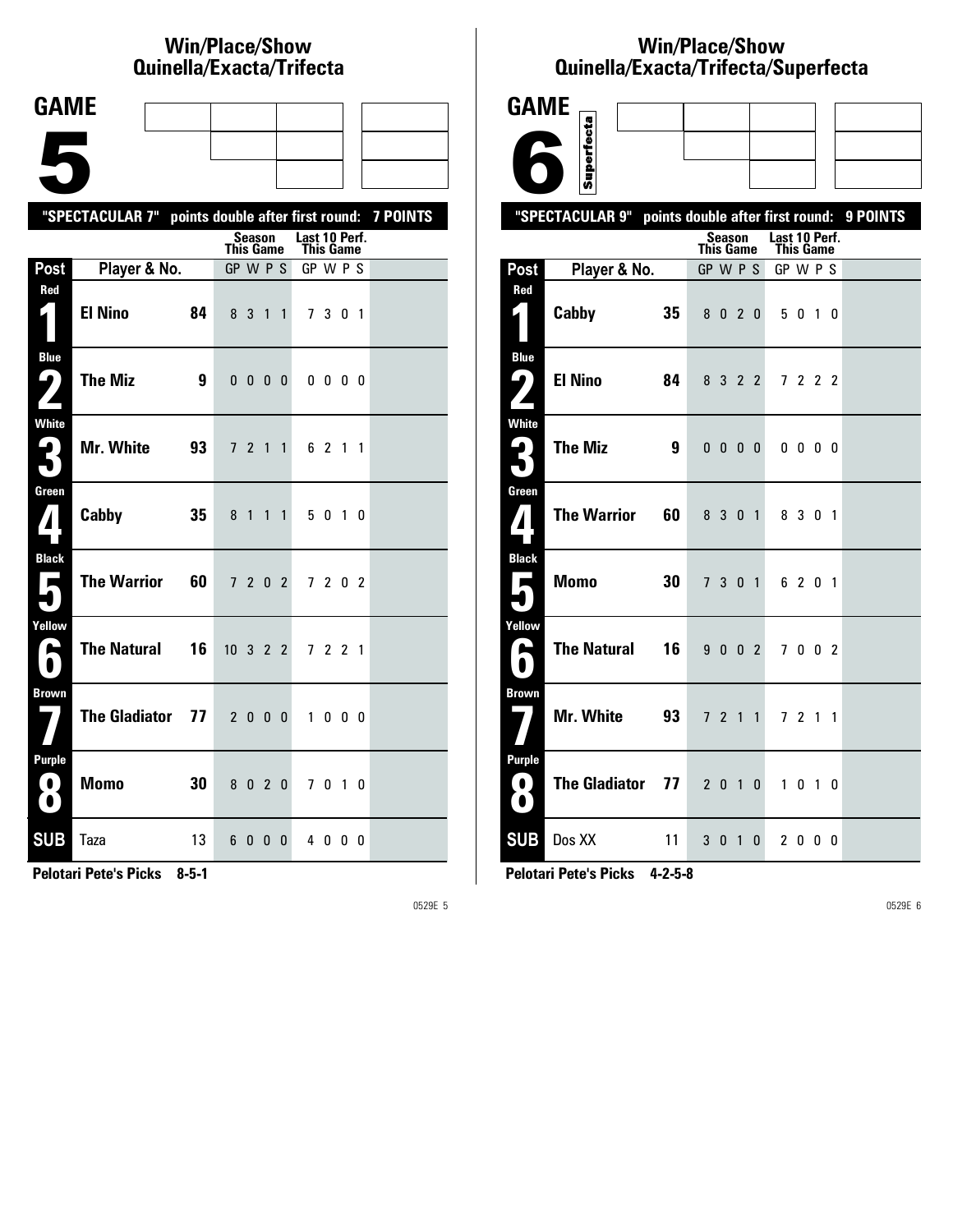# Win/Place/Show Quinella/Exacta/Trifecta

## GAME 5

**"SPECTACULAR 7" points double after first round: 7 POINTS**

| Post | Player & No. | | Season This Game GP W P S | Last 10 Perf. This Game GP W P S |
|---|---|---|---|---|
| Red 1 | El Nino | 84 | 8 3 1 1 | 7 3 0 1 |
| Blue 2 | The Miz | 9 | 0 0 0 0 | 0 0 0 0 |
| White 3 | Mr. White | 93 | 7 2 1 1 | 6 2 1 1 |
| Green 4 | Cabby | 35 | 8 1 1 1 | 5 0 1 0 |
| Black 5 | The Warrior | 60 | 7 2 0 2 | 7 2 0 2 |
| Yellow 6 | The Natural | 16 | 10 3 2 2 | 7 2 2 1 |
| Brown 7 | The Gladiator | 77 | 2 0 0 0 | 1 0 0 0 |
| Purple 8 | Momo | 30 | 8 0 2 0 | 7 0 1 0 |
| SUB | Taza | 13 | 6 0 0 0 | 4 0 0 0 |

**Pelotari Pete's Picks 8-5-1**

0529E 5

# Win/Place/Show Quinella/Exacta/Trifecta/Superfecta

## GAME 6

Superfecta

**"SPECTACULAR 9" points double after first round: 9 POINTS**

| Post | Player & No. | | Season This Game GP W P S | Last 10 Perf. This Game GP W P S |
|---|---|---|---|---|
| Red 1 | Cabby | 35 | 8 0 2 0 | 5 0 1 0 |
| Blue 2 | El Nino | 84 | 8 3 2 2 | 7 2 2 2 |
| White 3 | The Miz | 9 | 0 0 0 0 | 0 0 0 0 |
| Green 4 | The Warrior | 60 | 8 3 0 1 | 8 3 0 1 |
| Black 5 | Momo | 30 | 7 3 0 1 | 6 2 0 1 |
| Yellow 6 | The Natural | 16 | 9 0 0 2 | 7 0 0 2 |
| Brown 7 | Mr. White | 93 | 7 2 1 1 | 7 2 1 1 |
| Purple 8 | The Gladiator | 77 | 2 0 1 0 | 1 0 1 0 |
| SUB | Dos XX | 11 | 3 0 1 0 | 2 0 0 0 |

**Pelotari Pete's Picks 4-2-5-8**

0529E 6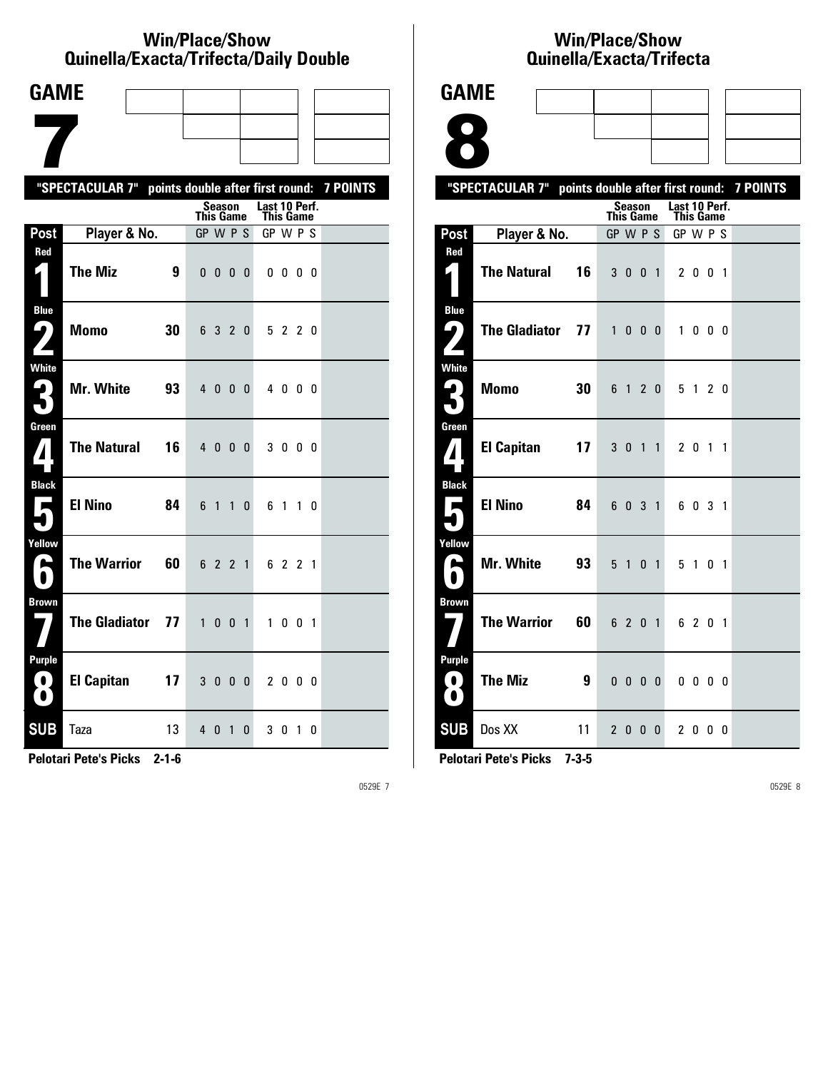## Win/Place/Show Quinella/Exacta/Trifecta/Daily Double

# GAME 7

"SPECTACULAR 7" points double after first round: 7 POINTS

| Post | Player & No. | | Season This Game GP W P S | Last 10 Perf. This Game GP W P S |
|---|---|---|---|---|
| Red 1 | The Miz | 9 | 0 0 0 0 | 0 0 0 0 |
| Blue 2 | Momo | 30 | 6 3 2 0 | 5 2 2 0 |
| White 3 | Mr. White | 93 | 4 0 0 0 | 4 0 0 0 |
| Green 4 | The Natural | 16 | 4 0 0 0 | 3 0 0 0 |
| Black 5 | El Nino | 84 | 6 1 1 0 | 6 1 1 0 |
| Yellow 6 | The Warrior | 60 | 6 2 2 1 | 6 2 2 1 |
| Brown 7 | The Gladiator | 77 | 1 0 0 1 | 1 0 0 1 |
| Purple 8 | El Capitan | 17 | 3 0 0 0 | 2 0 0 0 |
| SUB | Taza | 13 | 4 0 1 0 | 3 0 1 0 |

**Pelotari Pete's Picks 2-1-6**

0529E 7

## Win/Place/Show Quinella/Exacta/Trifecta

# GAME 8

"SPECTACULAR 7" points double after first round: 7 POINTS

| Post | Player & No. | | Season This Game GP W P S | Last 10 Perf. This Game GP W P S |
|---|---|---|---|---|
| Red 1 | The Natural | 16 | 3 0 0 1 | 2 0 0 1 |
| Blue 2 | The Gladiator | 77 | 1 0 0 0 | 1 0 0 0 |
| White 3 | Momo | 30 | 6 1 2 0 | 5 1 2 0 |
| Green 4 | El Capitan | 17 | 3 0 1 1 | 2 0 1 1 |
| Black 5 | El Nino | 84 | 6 0 3 1 | 6 0 3 1 |
| Yellow 6 | Mr. White | 93 | 5 1 0 1 | 5 1 0 1 |
| Brown 7 | The Warrior | 60 | 6 2 0 1 | 6 2 0 1 |
| Purple 8 | The Miz | 9 | 0 0 0 0 | 0 0 0 0 |
| SUB | Dos XX | 11 | 2 0 0 0 | 2 0 0 0 |

**Pelotari Pete's Picks 7-3-5**

0529E 8